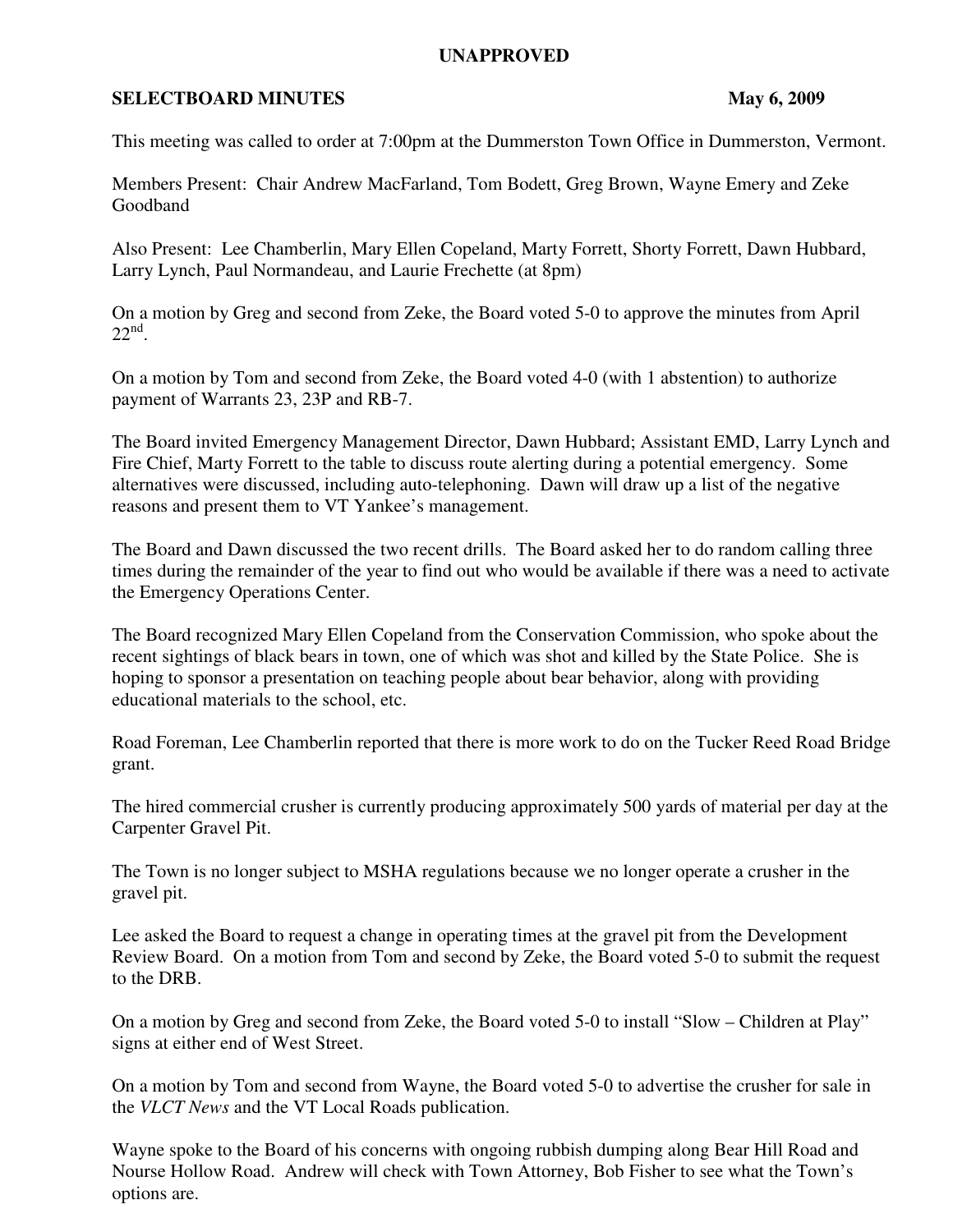**UNAPPROVED**

**SELECTBOARD MINUTES** **May 6, 2009**

This meeting was called to order at 7:00pm at the Dummerston Town Office in Dummerston, Vermont.

Members Present: Chair Andrew MacFarland, Tom Bodett, Greg Brown, Wayne Emery and Zeke Goodband

Also Present: Lee Chamberlin, Mary Ellen Copeland, Marty Forrett, Shorty Forrett, Dawn Hubbard, Larry Lynch, Paul Normandeau, and Laurie Frechette (at 8pm)

On a motion by Greg and second from Zeke, the Board voted 5-0 to approve the minutes from April 22nd.

On a motion by Tom and second from Zeke, the Board voted 4-0 (with 1 abstention) to authorize payment of Warrants 23, 23P and RB-7.

The Board invited Emergency Management Director, Dawn Hubbard; Assistant EMD, Larry Lynch and Fire Chief, Marty Forrett to the table to discuss route alerting during a potential emergency. Some alternatives were discussed, including auto-telephoning. Dawn will draw up a list of the negative reasons and present them to VT Yankee's management.

The Board and Dawn discussed the two recent drills. The Board asked her to do random calling three times during the remainder of the year to find out who would be available if there was a need to activate the Emergency Operations Center.

The Board recognized Mary Ellen Copeland from the Conservation Commission, who spoke about the recent sightings of black bears in town, one of which was shot and killed by the State Police. She is hoping to sponsor a presentation on teaching people about bear behavior, along with providing educational materials to the school, etc.

Road Foreman, Lee Chamberlin reported that there is more work to do on the Tucker Reed Road Bridge grant.

The hired commercial crusher is currently producing approximately 500 yards of material per day at the Carpenter Gravel Pit.

The Town is no longer subject to MSHA regulations because we no longer operate a crusher in the gravel pit.

Lee asked the Board to request a change in operating times at the gravel pit from the Development Review Board. On a motion from Tom and second by Zeke, the Board voted 5-0 to submit the request to the DRB.

On a motion by Greg and second from Zeke, the Board voted 5-0 to install "Slow – Children at Play" signs at either end of West Street.

On a motion by Tom and second from Wayne, the Board voted 5-0 to advertise the crusher for sale in the *VLCT News* and the VT Local Roads publication.

Wayne spoke to the Board of his concerns with ongoing rubbish dumping along Bear Hill Road and Nourse Hollow Road. Andrew will check with Town Attorney, Bob Fisher to see what the Town's options are.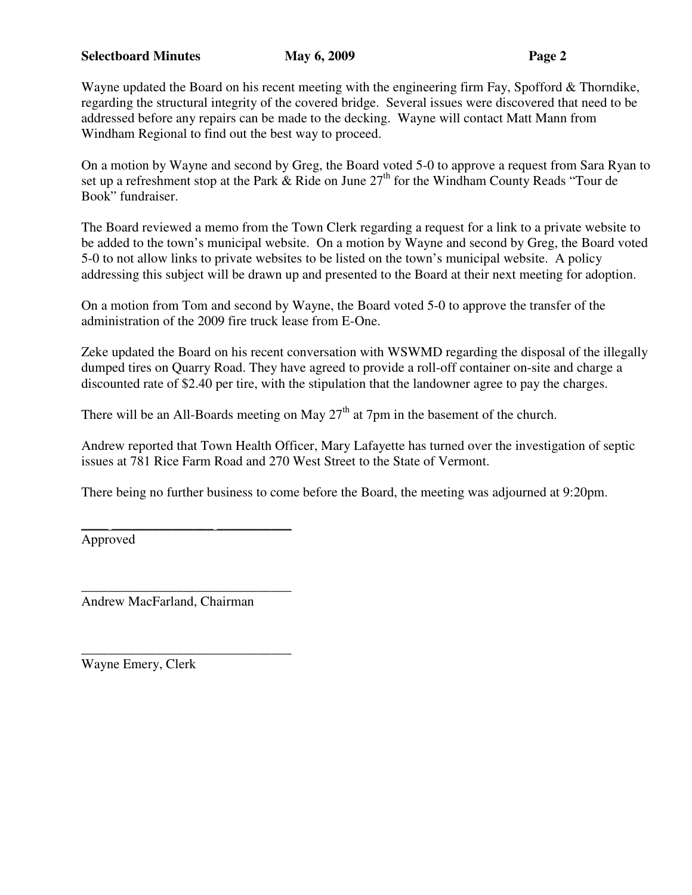Wayne updated the Board on his recent meeting with the engineering firm Fay, Spofford & Thorndike, regarding the structural integrity of the covered bridge. Several issues were discovered that need to be addressed before any repairs can be made to the decking. Wayne will contact Matt Mann from Windham Regional to find out the best way to proceed.

On a motion by Wayne and second by Greg, the Board voted 5-0 to approve a request from Sara Ryan to set up a refreshment stop at the Park & Ride on June 27th for the Windham County Reads "Tour de Book" fundraiser.

The Board reviewed a memo from the Town Clerk regarding a request for a link to a private website to be added to the town's municipal website. On a motion by Wayne and second by Greg, the Board voted 5-0 to not allow links to private websites to be listed on the town's municipal website. A policy addressing this subject will be drawn up and presented to the Board at their next meeting for adoption.

On a motion from Tom and second by Wayne, the Board voted 5-0 to approve the transfer of the administration of the 2009 fire truck lease from E-One.

Zeke updated the Board on his recent conversation with WSWMD regarding the disposal of the illegally dumped tires on Quarry Road. They have agreed to provide a roll-off container on-site and charge a discounted rate of $2.40 per tire, with the stipulation that the landowner agree to pay the charges.

There will be an All-Boards meeting on May 27th at 7pm in the basement of the church.

Andrew reported that Town Health Officer, Mary Lafayette has turned over the investigation of septic issues at 781 Rice Farm Road and 270 West Street to the State of Vermont.

There being no further business to come before the Board, the meeting was adjourned at 9:20pm.

______________________________
Approved

______________________________
Andrew MacFarland, Chairman

______________________________
Wayne Emery, Clerk